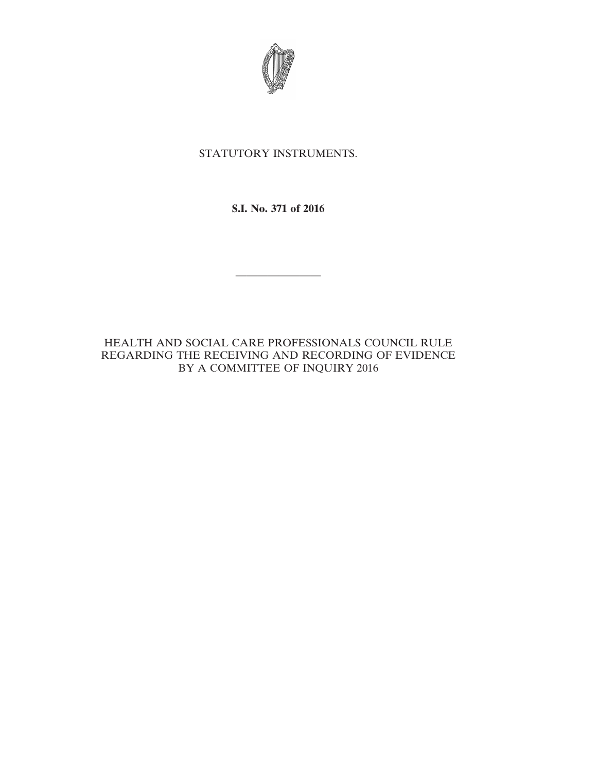STATUTORY INSTRUMENTS.

**S.I. No. 371 of 2016**

---

HEALTH AND SOCIAL CARE PROFESSIONALS COUNCIL RULE REGARDING THE RECEIVING AND RECORDING OF EVIDENCE BY A COMMITTEE OF INQUIRY 2016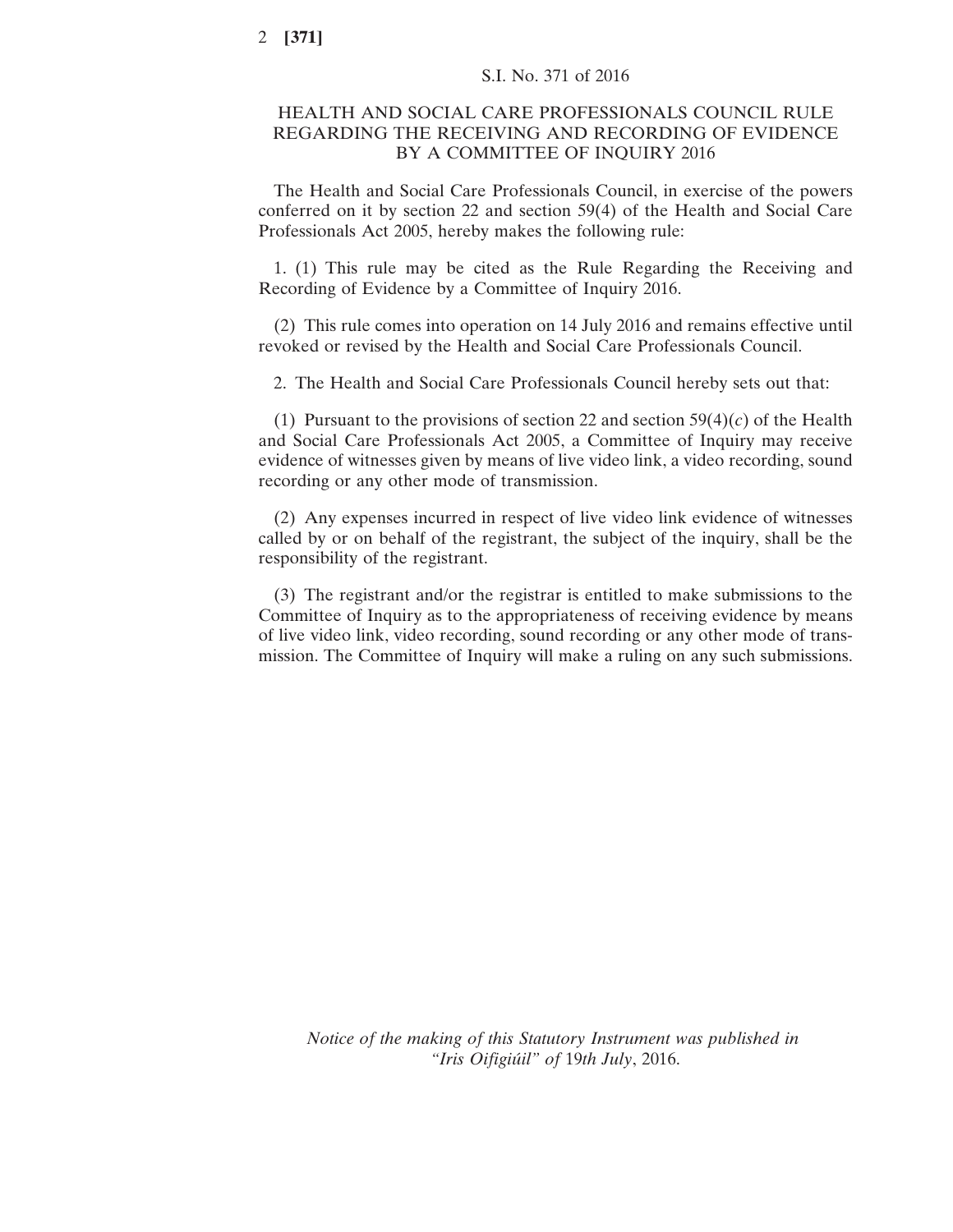S.I. No. 371 of 2016

# HEALTH AND SOCIAL CARE PROFESSIONALS COUNCIL RULE REGARDING THE RECEIVING AND RECORDING OF EVIDENCE BY A COMMITTEE OF INQUIRY 2016

The Health and Social Care Professionals Council, in exercise of the powers conferred on it by section 22 and section 59(4) of the Health and Social Care Professionals Act 2005, hereby makes the following rule:

1. (1) This rule may be cited as the Rule Regarding the Receiving and Recording of Evidence by a Committee of Inquiry 2016.

(2) This rule comes into operation on 14 July 2016 and remains effective until revoked or revised by the Health and Social Care Professionals Council.

2. The Health and Social Care Professionals Council hereby sets out that:

(1) Pursuant to the provisions of section 22 and section 59(4)(*c*) of the Health and Social Care Professionals Act 2005, a Committee of Inquiry may receive evidence of witnesses given by means of live video link, a video recording, sound recording or any other mode of transmission.

(2) Any expenses incurred in respect of live video link evidence of witnesses called by or on behalf of the registrant, the subject of the inquiry, shall be the responsibility of the registrant.

(3) The registrant and/or the registrar is entitled to make submissions to the Committee of Inquiry as to the appropriateness of receiving evidence by means of live video link, video recording, sound recording or any other mode of transmission. The Committee of Inquiry will make a ruling on any such submissions.

*Notice of the making of this Statutory Instrument was published in "Iris Oifigiúil" of* 19*th July*, 2016.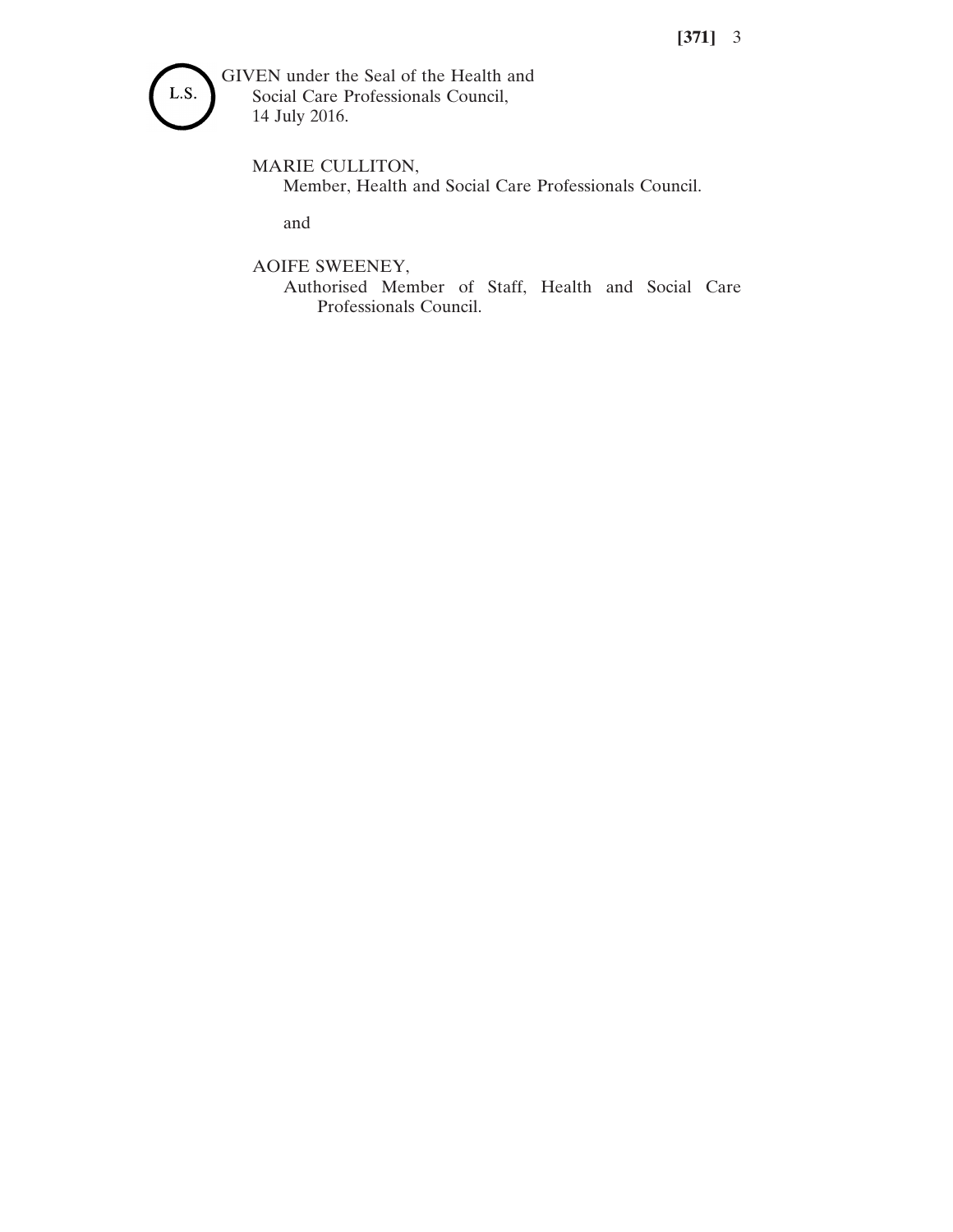L.S.

GIVEN under the Seal of the Health and Social Care Professionals Council,
14 July 2016.

MARIE CULLITON,
Member, Health and Social Care Professionals Council.

and

AOIFE SWEENEY,
Authorised Member of Staff, Health and Social Care Professionals Council.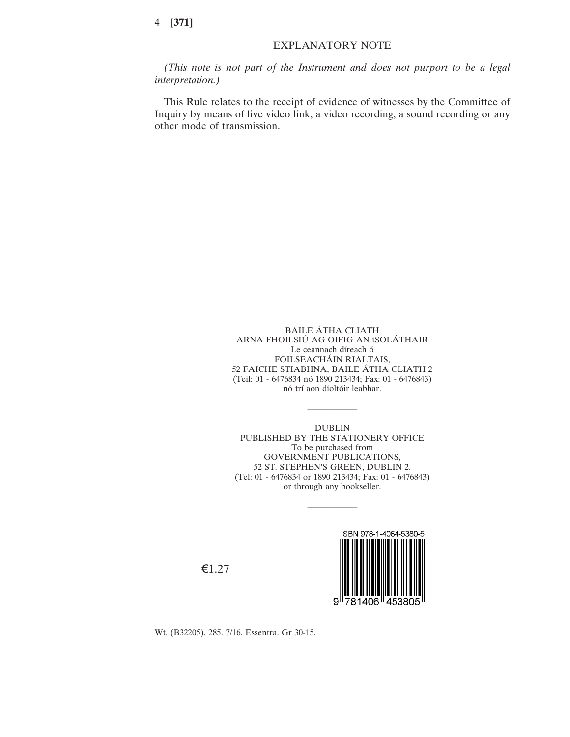## EXPLANATORY NOTE

*(This note is not part of the Instrument and does not purport to be a legal interpretation.)*

This Rule relates to the receipt of evidence of witnesses by the Committee of Inquiry by means of live video link, a video recording, a sound recording or any other mode of transmission.

BAILE ÁTHA CLIATH
ARNA FHOILSIÚ AG OIFIG AN tSOLÁTHAIR
Le ceannach díreach ó
FOILSEACHÁIN RIALTAIS,
52 FAICHE STIABHNA, BAILE ÁTHA CLIATH 2
(Teil: 01 - 6476834 nó 1890 213434; Fax: 01 - 6476843)
nó trí aon díoltóir leabhar.

---

DUBLIN
PUBLISHED BY THE STATIONERY OFFICE
To be purchased from
GOVERNMENT PUBLICATIONS,
52 ST. STEPHEN'S GREEN, DUBLIN 2.
(Tel: 01 - 6476834 or 1890 213434; Fax: 01 - 6476843)
or through any bookseller.

---

€1.27

ISBN 978-1-4064-5380-5

9 781406 453805

Wt. (B32205). 285. 7/16. Essentra. Gr 30-15.